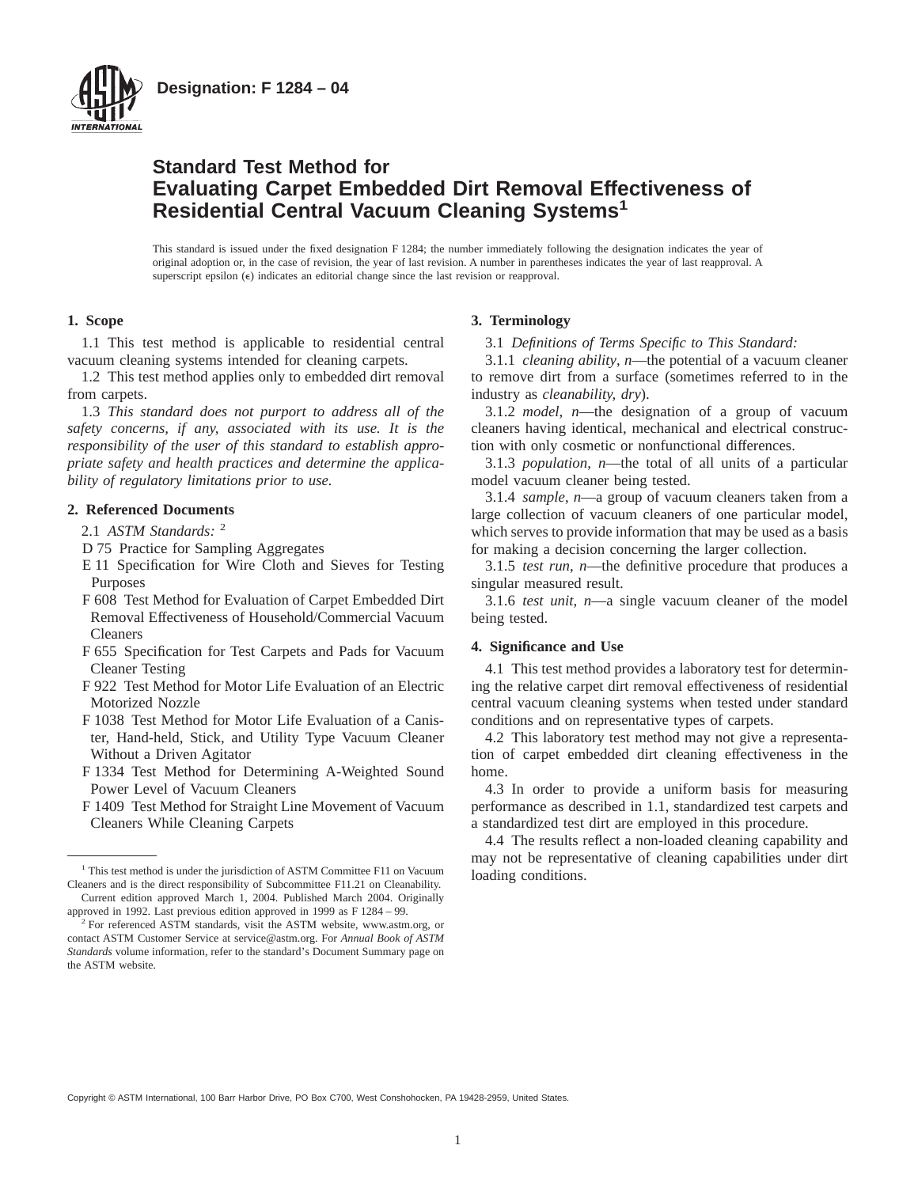**Designation: F 1284 – 04**

# Standard Test Method for Evaluating Carpet Embedded Dirt Removal Effectiveness of Residential Central Vacuum Cleaning Systems[1]

This standard is issued under the fixed designation F 1284; the number immediately following the designation indicates the year of original adoption or, in the case of revision, the year of last revision. A number in parentheses indicates the year of last reapproval. A superscript epsilon (ε) indicates an editorial change since the last revision or reapproval.

## 1. Scope

1.1 This test method is applicable to residential central vacuum cleaning systems intended for cleaning carpets.

1.2 This test method applies only to embedded dirt removal from carpets.

1.3 *This standard does not purport to address all of the safety concerns, if any, associated with its use. It is the responsibility of the user of this standard to establish appropriate safety and health practices and determine the applicability of regulatory limitations prior to use.*

## 2. Referenced Documents

2.1 *ASTM Standards:* [2]

D 75 Practice for Sampling Aggregates

E 11 Specification for Wire Cloth and Sieves for Testing Purposes

F 608 Test Method for Evaluation of Carpet Embedded Dirt Removal Effectiveness of Household/Commercial Vacuum Cleaners

F 655 Specification for Test Carpets and Pads for Vacuum Cleaner Testing

F 922 Test Method for Motor Life Evaluation of an Electric Motorized Nozzle

F 1038 Test Method for Motor Life Evaluation of a Canister, Hand-held, Stick, and Utility Type Vacuum Cleaner Without a Driven Agitator

F 1334 Test Method for Determining A-Weighted Sound Power Level of Vacuum Cleaners

F 1409 Test Method for Straight Line Movement of Vacuum Cleaners While Cleaning Carpets

## 3. Terminology

3.1 *Definitions of Terms Specific to This Standard:*

3.1.1 *cleaning ability*, *n*—the potential of a vacuum cleaner to remove dirt from a surface (sometimes referred to in the industry as *cleanability, dry*).

3.1.2 *model*, *n*—the designation of a group of vacuum cleaners having identical, mechanical and electrical construction with only cosmetic or nonfunctional differences.

3.1.3 *population*, *n*—the total of all units of a particular model vacuum cleaner being tested.

3.1.4 *sample*, *n*—a group of vacuum cleaners taken from a large collection of vacuum cleaners of one particular model, which serves to provide information that may be used as a basis for making a decision concerning the larger collection.

3.1.5 *test run*, *n*—the definitive procedure that produces a singular measured result.

3.1.6 *test unit*, *n*—a single vacuum cleaner of the model being tested.

## 4. Significance and Use

4.1 This test method provides a laboratory test for determining the relative carpet dirt removal effectiveness of residential central vacuum cleaning systems when tested under standard conditions and on representative types of carpets.

4.2 This laboratory test method may not give a representation of carpet embedded dirt cleaning effectiveness in the home.

4.3 In order to provide a uniform basis for measuring performance as described in 1.1, standardized test carpets and a standardized test dirt are employed in this procedure.

4.4 The results reflect a non-loaded cleaning capability and may not be representative of cleaning capabilities under dirt loading conditions.

---

[1] This test method is under the jurisdiction of ASTM Committee F11 on Vacuum Cleaners and is the direct responsibility of Subcommittee F11.21 on Cleanability.

Current edition approved March 1, 2004. Published March 2004. Originally approved in 1992. Last previous edition approved in 1999 as F 1284 – 99.

[2] For referenced ASTM standards, visit the ASTM website, www.astm.org, or contact ASTM Customer Service at service@astm.org. For *Annual Book of ASTM Standards* volume information, refer to the standard's Document Summary page on the ASTM website.

Copyright © ASTM International, 100 Barr Harbor Drive, PO Box C700, West Conshohocken, PA 19428-2959, United States.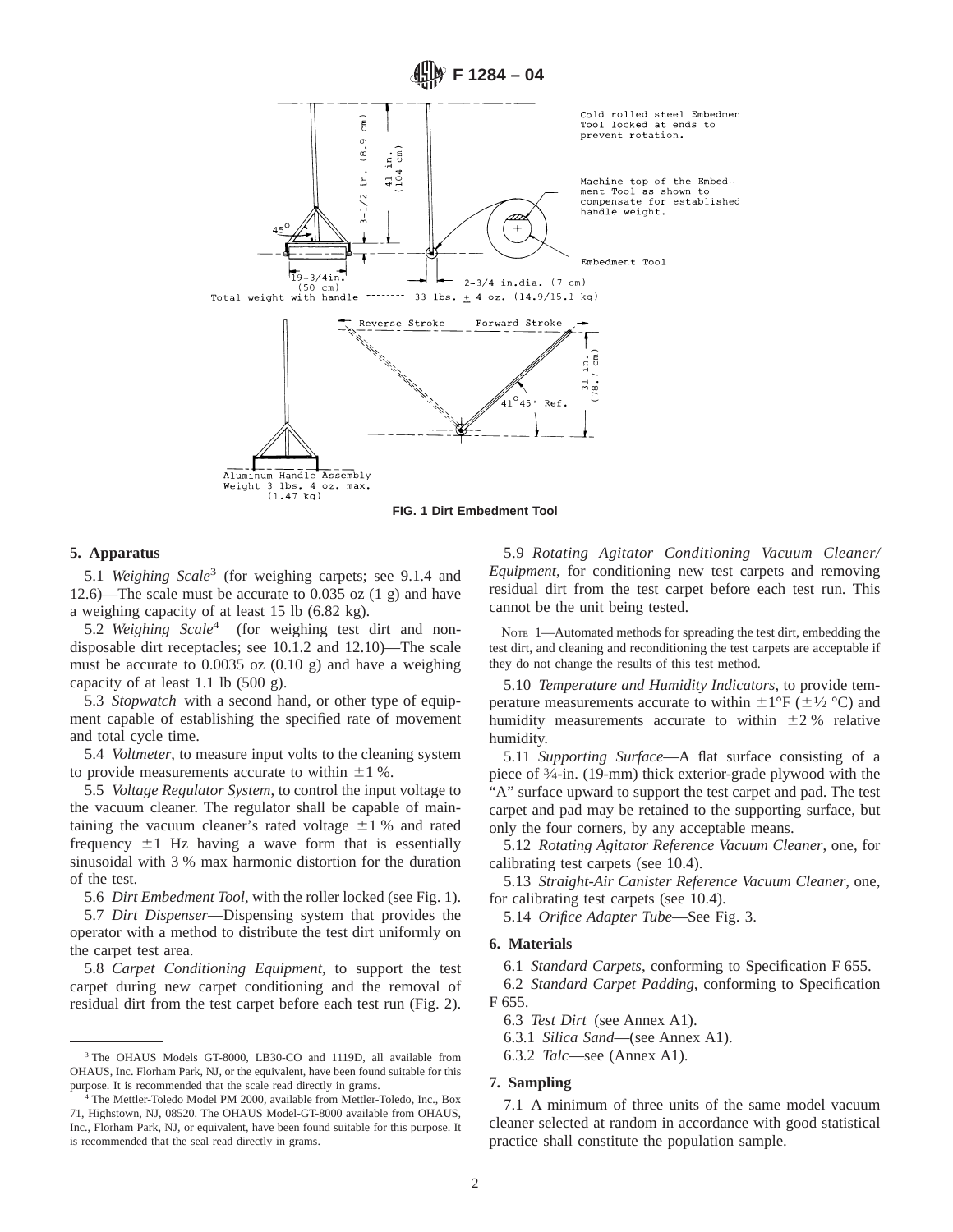**FIG. 1 Dirt Embedment Tool**

## 5. Apparatus

5.1 *Weighing Scale*[3] (for weighing carpets; see 9.1.4 and 12.6)—The scale must be accurate to 0.035 oz (1 g) and have a weighing capacity of at least 15 lb (6.82 kg).

5.2 *Weighing Scale*[4] (for weighing test dirt and non-disposable dirt receptacles; see 10.1.2 and 12.10)—The scale must be accurate to 0.0035 oz (0.10 g) and have a weighing capacity of at least 1.1 lb (500 g).

5.3 *Stopwatch* with a second hand, or other type of equipment capable of establishing the specified rate of movement and total cycle time.

5.4 *Voltmeter*, to measure input volts to the cleaning system to provide measurements accurate to within ±1 %.

5.5 *Voltage Regulator System*, to control the input voltage to the vacuum cleaner. The regulator shall be capable of maintaining the vacuum cleaner's rated voltage ±1 % and rated frequency ±1 Hz having a wave form that is essentially sinusoidal with 3 % max harmonic distortion for the duration of the test.

5.6 *Dirt Embedment Tool*, with the roller locked (see Fig. 1).

5.7 *Dirt Dispenser*—Dispensing system that provides the operator with a method to distribute the test dirt uniformly on the carpet test area.

5.8 *Carpet Conditioning Equipment*, to support the test carpet during new carpet conditioning and the removal of residual dirt from the test carpet before each test run (Fig. 2).

5.9 *Rotating Agitator Conditioning Vacuum Cleaner/Equipment*, for conditioning new test carpets and removing residual dirt from the test carpet before each test run. This cannot be the unit being tested.

NOTE 1—Automated methods for spreading the test dirt, embedding the test dirt, and cleaning and reconditioning the test carpets are acceptable if they do not change the results of this test method.

5.10 *Temperature and Humidity Indicators*, to provide temperature measurements accurate to within ±1°F (±½ °C) and humidity measurements accurate to within ±2 % relative humidity.

5.11 *Supporting Surface*—A flat surface consisting of a piece of ¾-in. (19-mm) thick exterior-grade plywood with the "A" surface upward to support the test carpet and pad. The test carpet and pad may be retained to the supporting surface, but only the four corners, by any acceptable means.

5.12 *Rotating Agitator Reference Vacuum Cleaner*, one, for calibrating test carpets (see 10.4).

5.13 *Straight-Air Canister Reference Vacuum Cleaner*, one, for calibrating test carpets (see 10.4).

5.14 *Orifice Adapter Tube*—See Fig. 3.

## 6. Materials

6.1 *Standard Carpets*, conforming to Specification F 655.

6.2 *Standard Carpet Padding*, conforming to Specification F 655.

6.3 *Test Dirt* (see Annex A1).

6.3.1 *Silica Sand*—(see Annex A1).

6.3.2 *Talc*—see (Annex A1).

## 7. Sampling

7.1 A minimum of three units of the same model vacuum cleaner selected at random in accordance with good statistical practice shall constitute the population sample.

---

[3] The OHAUS Models GT-8000, LB30-CO and 1119D, all available from OHAUS, Inc. Florham Park, NJ, or the equivalent, have been found suitable for this purpose. It is recommended that the scale read directly in grams.

[4] The Mettler-Toledo Model PM 2000, available from Mettler-Toledo, Inc., Box 71, Highstown, NJ, 08520. The OHAUS Model-GT-8000 available from OHAUS, Inc., Florham Park, NJ, or equivalent, have been found suitable for this purpose. It is recommended that the seal read directly in grams.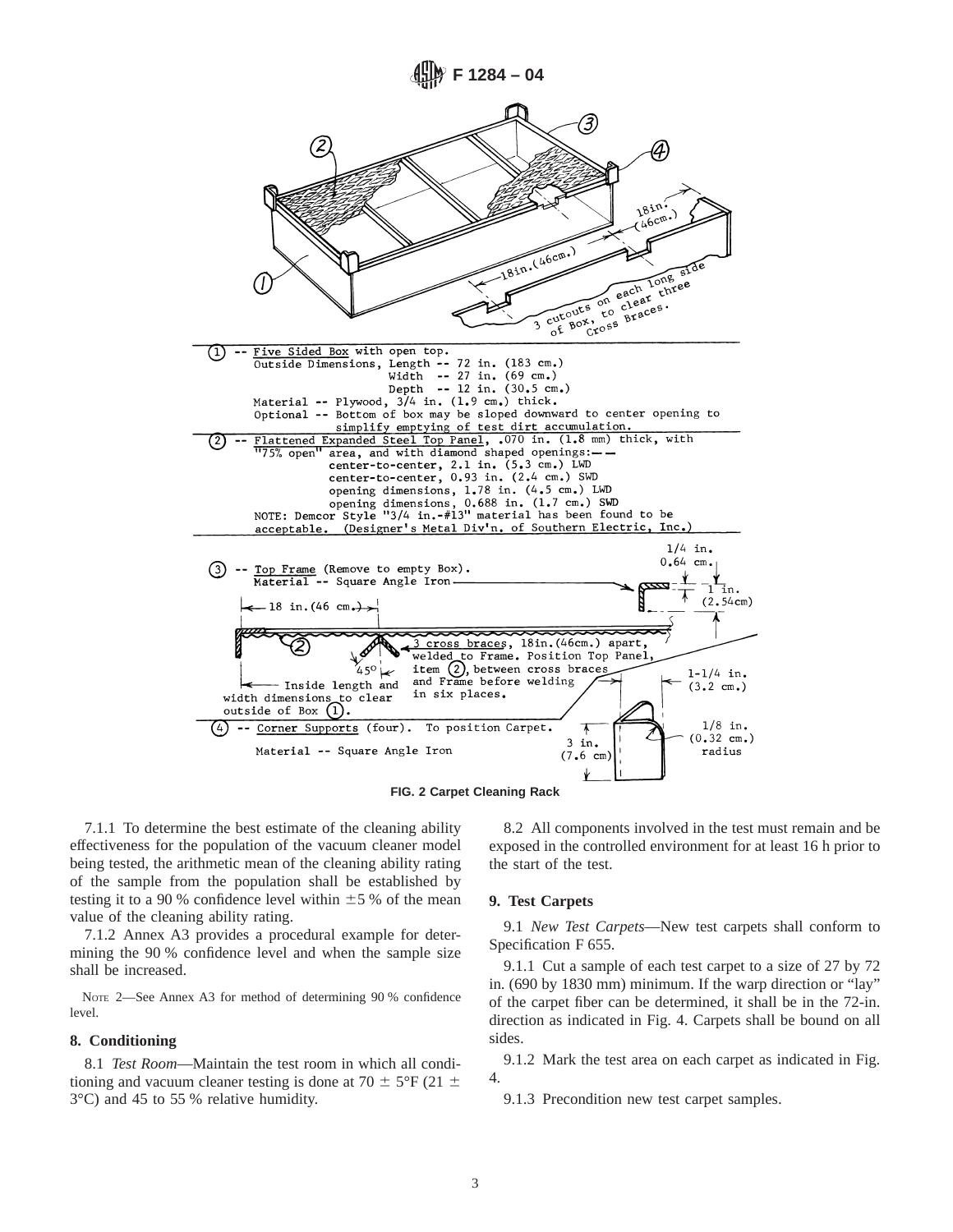(1) -- **Five Sided Box** with open top.
Outside Dimensions, Length -- 72 in. (183 cm.)
Width -- 27 in. (69 cm.)
Depth -- 12 in. (30.5 cm.)
Material -- Plywood, 3/4 in. (1.9 cm.) thick.
Optional -- Bottom of box may be sloped downward to center opening to simplify emptying of test dirt accumulation.

(2) -- **Flattened Expanded Steel Top Panel**, .070 in. (1.8 mm) thick, with "75% open" area, and with diamond shaped openings:
center-to-center, 2.1 in. (5.3 cm.) LWD
center-to-center, 0.93 in. (2.4 cm.) SWD
opening dimensions, 1.78 in. (4.5 cm.) LWD
opening dimensions, 0.688 in. (1.7 cm.) SWD
NOTE: Demcor Style "3/4 in.-#13" material has been found to be acceptable. (Designer's Metal Div'n. of Southern Electric, Inc.)

(3) -- **Top Frame** (Remove to empty Box).
Material -- Square Angle Iron

3 cross braces, 18 in. (46 cm.) apart, welded to Frame. Position Top Panel, item (2), between cross braces and Frame before welding in six places.

Inside length and width dimensions to clear outside of Box (1).

(4) -- **Corner Supports** (four). To position Carpet.
Material -- Square Angle Iron

3 cutouts on each long side of Box, to clear three Cross Braces.

FIG. 2 Carpet Cleaning Rack

7.1.1 To determine the best estimate of the cleaning ability effectiveness for the population of the vacuum cleaner model being tested, the arithmetic mean of the cleaning ability rating of the sample from the population shall be established by testing it to a 90 % confidence level within ±5 % of the mean value of the cleaning ability rating.

7.1.2 Annex A3 provides a procedural example for determining the 90 % confidence level and when the sample size shall be increased.

NOTE 2—See Annex A3 for method of determining 90 % confidence level.

## 8. Conditioning

8.1 *Test Room*—Maintain the test room in which all conditioning and vacuum cleaner testing is done at 70 ± 5°F (21 ± 3°C) and 45 to 55 % relative humidity.

8.2 All components involved in the test must remain and be exposed in the controlled environment for at least 16 h prior to the start of the test.

## 9. Test Carpets

9.1 *New Test Carpets*—New test carpets shall conform to Specification F 655.

9.1.1 Cut a sample of each test carpet to a size of 27 by 72 in. (690 by 1830 mm) minimum. If the warp direction or "lay" of the carpet fiber can be determined, it shall be in the 72-in. direction as indicated in Fig. 4. Carpets shall be bound on all sides.

9.1.2 Mark the test area on each carpet as indicated in Fig. 4.

9.1.3 Precondition new test carpet samples.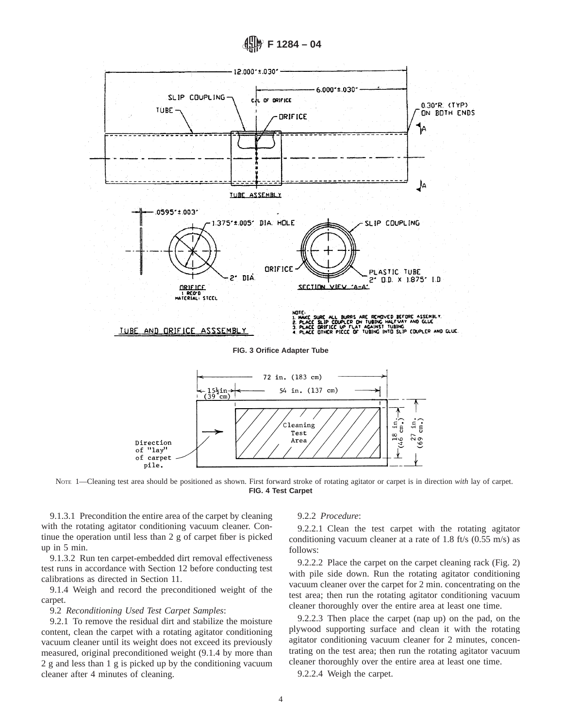**FIG. 3 Orifice Adapter Tube**

NOTE 1—Cleaning test area should be positioned as shown. First forward stroke of rotating agitator or carpet is in direction *with* lay of carpet.

**FIG. 4 Test Carpet**

9.1.3.1 Precondition the entire area of the carpet by cleaning with the rotating agitator conditioning vacuum cleaner. Continue the operation until less than 2 g of carpet fiber is picked up in 5 min.

9.1.3.2 Run ten carpet-embedded dirt removal effectiveness test runs in accordance with Section 12 before conducting test calibrations as directed in Section 11.

9.1.4 Weigh and record the preconditioned weight of the carpet.

9.2 *Reconditioning Used Test Carpet Samples*:

9.2.1 To remove the residual dirt and stabilize the moisture content, clean the carpet with a rotating agitator conditioning vacuum cleaner until its weight does not exceed its previously measured, original preconditioned weight (9.1.4 by more than 2 g and less than 1 g is picked up by the conditioning vacuum cleaner after 4 minutes of cleaning.

9.2.2 *Procedure*:

9.2.2.1 Clean the test carpet with the rotating agitator conditioning vacuum cleaner at a rate of 1.8 ft/s (0.55 m/s) as follows:

9.2.2.2 Place the carpet on the carpet cleaning rack (Fig. 2) with pile side down. Run the rotating agitator conditioning vacuum cleaner over the carpet for 2 min. concentrating on the test area; then run the rotating agitator conditioning vacuum cleaner thoroughly over the entire area at least one time.

9.2.2.3 Then place the carpet (nap up) on the pad, on the plywood supporting surface and clean it with the rotating agitator conditioning vacuum cleaner for 2 minutes, concentrating on the test area; then run the rotating agitator vacuum cleaner thoroughly over the entire area at least one time.

9.2.2.4 Weigh the carpet.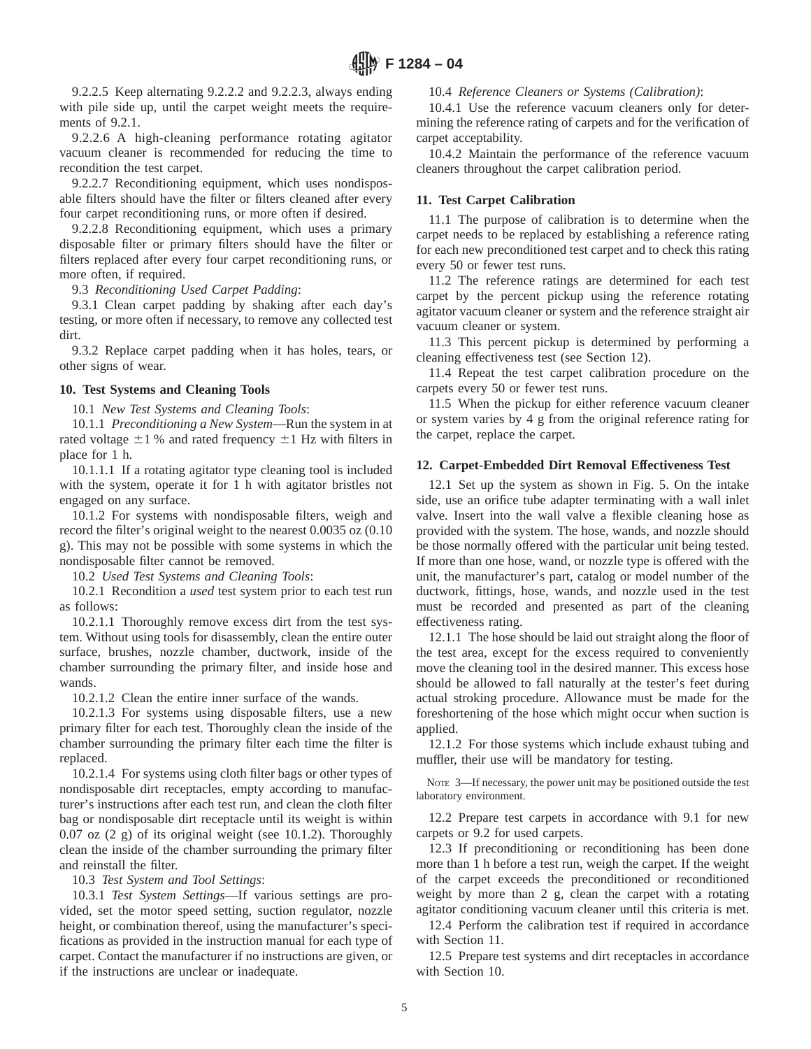9.2.2.5 Keep alternating 9.2.2.2 and 9.2.2.3, always ending with pile side up, until the carpet weight meets the requirements of 9.2.1.

9.2.2.6 A high-cleaning performance rotating agitator vacuum cleaner is recommended for reducing the time to recondition the test carpet.

9.2.2.7 Reconditioning equipment, which uses nondisposable filters should have the filter or filters cleaned after every four carpet reconditioning runs, or more often if desired.

9.2.2.8 Reconditioning equipment, which uses a primary disposable filter or primary filters should have the filter or filters replaced after every four carpet reconditioning runs, or more often, if required.

9.3 *Reconditioning Used Carpet Padding*:

9.3.1 Clean carpet padding by shaking after each day's testing, or more often if necessary, to remove any collected test dirt.

9.3.2 Replace carpet padding when it has holes, tears, or other signs of wear.

### 10. Test Systems and Cleaning Tools

10.1 *New Test Systems and Cleaning Tools*:

10.1.1 *Preconditioning a New System*—Run the system in at rated voltage ±1 % and rated frequency ±1 Hz with filters in place for 1 h.

10.1.1.1 If a rotating agitator type cleaning tool is included with the system, operate it for 1 h with agitator bristles not engaged on any surface.

10.1.2 For systems with nondisposable filters, weigh and record the filter's original weight to the nearest 0.0035 oz (0.10 g). This may not be possible with some systems in which the nondisposable filter cannot be removed.

10.2 *Used Test Systems and Cleaning Tools*:

10.2.1 Recondition a *used* test system prior to each test run as follows:

10.2.1.1 Thoroughly remove excess dirt from the test system. Without using tools for disassembly, clean the entire outer surface, brushes, nozzle chamber, ductwork, inside of the chamber surrounding the primary filter, and inside hose and wands.

10.2.1.2 Clean the entire inner surface of the wands.

10.2.1.3 For systems using disposable filters, use a new primary filter for each test. Thoroughly clean the inside of the chamber surrounding the primary filter each time the filter is replaced.

10.2.1.4 For systems using cloth filter bags or other types of nondisposable dirt receptacles, empty according to manufacturer's instructions after each test run, and clean the cloth filter bag or nondisposable dirt receptacle until its weight is within 0.07 oz (2 g) of its original weight (see 10.1.2). Thoroughly clean the inside of the chamber surrounding the primary filter and reinstall the filter.

10.3 *Test System and Tool Settings*:

10.3.1 *Test System Settings*—If various settings are provided, set the motor speed setting, suction regulator, nozzle height, or combination thereof, using the manufacturer's specifications as provided in the instruction manual for each type of carpet. Contact the manufacturer if no instructions are given, or if the instructions are unclear or inadequate.

10.4 *Reference Cleaners or Systems (Calibration)*:

10.4.1 Use the reference vacuum cleaners only for determining the reference rating of carpets and for the verification of carpet acceptability.

10.4.2 Maintain the performance of the reference vacuum cleaners throughout the carpet calibration period.

### 11. Test Carpet Calibration

11.1 The purpose of calibration is to determine when the carpet needs to be replaced by establishing a reference rating for each new preconditioned test carpet and to check this rating every 50 or fewer test runs.

11.2 The reference ratings are determined for each test carpet by the percent pickup using the reference rotating agitator vacuum cleaner or system and the reference straight air vacuum cleaner or system.

11.3 This percent pickup is determined by performing a cleaning effectiveness test (see Section 12).

11.4 Repeat the test carpet calibration procedure on the carpets every 50 or fewer test runs.

11.5 When the pickup for either reference vacuum cleaner or system varies by 4 g from the original reference rating for the carpet, replace the carpet.

### 12. Carpet-Embedded Dirt Removal Effectiveness Test

12.1 Set up the system as shown in Fig. 5. On the intake side, use an orifice tube adapter terminating with a wall inlet valve. Insert into the wall valve a flexible cleaning hose as provided with the system. The hose, wands, and nozzle should be those normally offered with the particular unit being tested. If more than one hose, wand, or nozzle type is offered with the unit, the manufacturer's part, catalog or model number of the ductwork, fittings, hose, wands, and nozzle used in the test must be recorded and presented as part of the cleaning effectiveness rating.

12.1.1 The hose should be laid out straight along the floor of the test area, except for the excess required to conveniently move the cleaning tool in the desired manner. This excess hose should be allowed to fall naturally at the tester's feet during actual stroking procedure. Allowance must be made for the foreshortening of the hose which might occur when suction is applied.

12.1.2 For those systems which include exhaust tubing and muffler, their use will be mandatory for testing.

NOTE 3—If necessary, the power unit may be positioned outside the test laboratory environment.

12.2 Prepare test carpets in accordance with 9.1 for new carpets or 9.2 for used carpets.

12.3 If preconditioning or reconditioning has been done more than 1 h before a test run, weigh the carpet. If the weight of the carpet exceeds the preconditioned or reconditioned weight by more than 2 g, clean the carpet with a rotating agitator conditioning vacuum cleaner until this criteria is met.

12.4 Perform the calibration test if required in accordance with Section 11.

12.5 Prepare test systems and dirt receptacles in accordance with Section 10.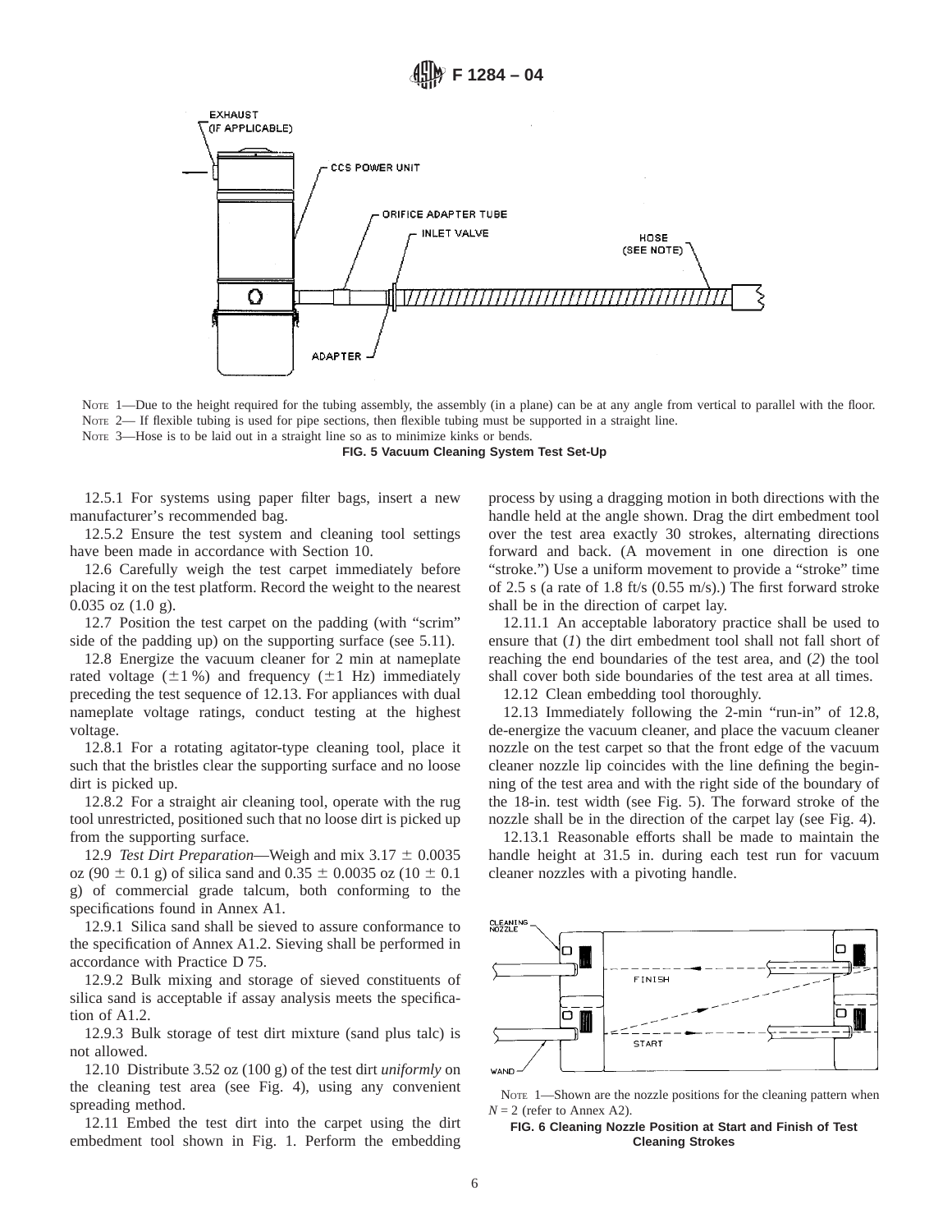NOTE 1—Due to the height required for the tubing assembly, the assembly (in a plane) can be at any angle from vertical to parallel with the floor.

NOTE 2— If flexible tubing is used for pipe sections, then flexible tubing must be supported in a straight line.

NOTE 3—Hose is to be laid out in a straight line so as to minimize kinks or bends.

**FIG. 5 Vacuum Cleaning System Test Set-Up**

12.5.1 For systems using paper filter bags, insert a new manufacturer's recommended bag.

12.5.2 Ensure the test system and cleaning tool settings have been made in accordance with Section 10.

12.6 Carefully weigh the test carpet immediately before placing it on the test platform. Record the weight to the nearest 0.035 oz (1.0 g).

12.7 Position the test carpet on the padding (with "scrim" side of the padding up) on the supporting surface (see 5.11).

12.8 Energize the vacuum cleaner for 2 min at nameplate rated voltage (±1 %) and frequency (±1 Hz) immediately preceding the test sequence of 12.13. For appliances with dual nameplate voltage ratings, conduct testing at the highest voltage.

12.8.1 For a rotating agitator-type cleaning tool, place it such that the bristles clear the supporting surface and no loose dirt is picked up.

12.8.2 For a straight air cleaning tool, operate with the rug tool unrestricted, positioned such that no loose dirt is picked up from the supporting surface.

12.9 *Test Dirt Preparation*—Weigh and mix 3.17 ± 0.0035 oz (90 ± 0.1 g) of silica sand and 0.35 ± 0.0035 oz (10 ± 0.1 g) of commercial grade talcum, both conforming to the specifications found in Annex A1.

12.9.1 Silica sand shall be sieved to assure conformance to the specification of Annex A1.2. Sieving shall be performed in accordance with Practice D 75.

12.9.2 Bulk mixing and storage of sieved constituents of silica sand is acceptable if assay analysis meets the specification of A1.2.

12.9.3 Bulk storage of test dirt mixture (sand plus talc) is not allowed.

12.10 Distribute 3.52 oz (100 g) of the test dirt *uniformly* on the cleaning test area (see Fig. 4), using any convenient spreading method.

12.11 Embed the test dirt into the carpet using the dirt embedment tool shown in Fig. 1. Perform the embedding process by using a dragging motion in both directions with the handle held at the angle shown. Drag the dirt embedment tool over the test area exactly 30 strokes, alternating directions forward and back. (A movement in one direction is one "stroke.") Use a uniform movement to provide a "stroke" time of 2.5 s (a rate of 1.8 ft/s (0.55 m/s).) The first forward stroke shall be in the direction of carpet lay.

12.11.1 An acceptable laboratory practice shall be used to ensure that (*1*) the dirt embedment tool shall not fall short of reaching the end boundaries of the test area, and (*2*) the tool shall cover both side boundaries of the test area at all times.

12.12 Clean embedding tool thoroughly.

12.13 Immediately following the 2-min "run-in" of 12.8, de-energize the vacuum cleaner, and place the vacuum cleaner nozzle on the test carpet so that the front edge of the vacuum cleaner nozzle lip coincides with the line defining the beginning of the test area and with the right side of the boundary of the 18-in. test width (see Fig. 5). The forward stroke of the nozzle shall be in the direction of the carpet lay (see Fig. 4).

12.13.1 Reasonable efforts shall be made to maintain the handle height at 31.5 in. during each test run for vacuum cleaner nozzles with a pivoting handle.

NOTE 1—Shown are the nozzle positions for the cleaning pattern when $N = 2$ (refer to Annex A2).

**FIG. 6 Cleaning Nozzle Position at Start and Finish of Test Cleaning Strokes**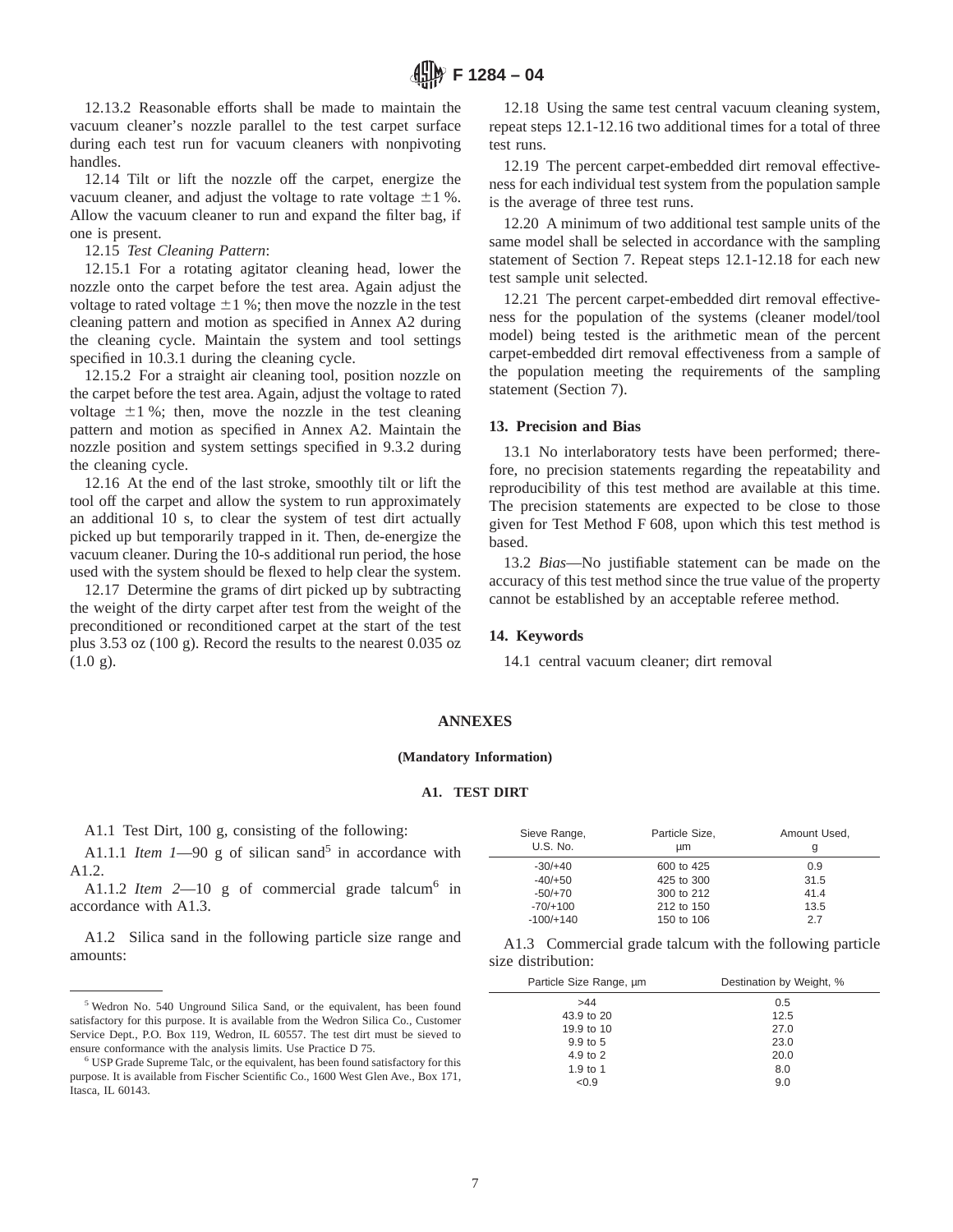12.13.2 Reasonable efforts shall be made to maintain the vacuum cleaner's nozzle parallel to the test carpet surface during each test run for vacuum cleaners with nonpivoting handles.

12.14 Tilt or lift the nozzle off the carpet, energize the vacuum cleaner, and adjust the voltage to rate voltage ±1 %. Allow the vacuum cleaner to run and expand the filter bag, if one is present.

12.15 *Test Cleaning Pattern*:

12.15.1 For a rotating agitator cleaning head, lower the nozzle onto the carpet before the test area. Again adjust the voltage to rated voltage ±1 %; then move the nozzle in the test cleaning pattern and motion as specified in Annex A2 during the cleaning cycle. Maintain the system and tool settings specified in 10.3.1 during the cleaning cycle.

12.15.2 For a straight air cleaning tool, position nozzle on the carpet before the test area. Again, adjust the voltage to rated voltage ±1 %; then, move the nozzle in the test cleaning pattern and motion as specified in Annex A2. Maintain the nozzle position and system settings specified in 9.3.2 during the cleaning cycle.

12.16 At the end of the last stroke, smoothly tilt or lift the tool off the carpet and allow the system to run approximately an additional 10 s, to clear the system of test dirt actually picked up but temporarily trapped in it. Then, de-energize the vacuum cleaner. During the 10-s additional run period, the hose used with the system should be flexed to help clear the system.

12.17 Determine the grams of dirt picked up by subtracting the weight of the dirty carpet after test from the weight of the preconditioned or reconditioned carpet at the start of the test plus 3.53 oz (100 g). Record the results to the nearest 0.035 oz (1.0 g).

12.18 Using the same test central vacuum cleaning system, repeat steps 12.1-12.16 two additional times for a total of three test runs.

12.19 The percent carpet-embedded dirt removal effectiveness for each individual test system from the population sample is the average of three test runs.

12.20 A minimum of two additional test sample units of the same model shall be selected in accordance with the sampling statement of Section 7. Repeat steps 12.1-12.18 for each new test sample unit selected.

12.21 The percent carpet-embedded dirt removal effectiveness for the population of the systems (cleaner model/tool model) being tested is the arithmetic mean of the percent carpet-embedded dirt removal effectiveness from a sample of the population meeting the requirements of the sampling statement (Section 7).

## 13. Precision and Bias

13.1 No interlaboratory tests have been performed; therefore, no precision statements regarding the repeatability and reproducibility of this test method are available at this time. The precision statements are expected to be close to those given for Test Method F 608, upon which this test method is based.

13.2 *Bias*—No justifiable statement can be made on the accuracy of this test method since the true value of the property cannot be established by an acceptable referee method.

## 14. Keywords

14.1 central vacuum cleaner; dirt removal

# ANNEXES

**(Mandatory Information)**

## A1. TEST DIRT

A1.1 Test Dirt, 100 g, consisting of the following:

A1.1.1 *Item 1*—90 g of silican sand[5] in accordance with A1.2.

A1.1.2 *Item 2*—10 g of commercial grade talcum[6] in accordance with A1.3.

A1.2 Silica sand in the following particle size range and amounts:

| Sieve Range, U.S. No. | Particle Size, µm | Amount Used, g |
|---|---|---|
| -30/+40 | 600 to 425 | 0.9 |
| -40/+50 | 425 to 300 | 31.5 |
| -50/+70 | 300 to 212 | 41.4 |
| -70/+100 | 212 to 150 | 13.5 |
| -100/+140 | 150 to 106 | 2.7 |

A1.3 Commercial grade talcum with the following particle size distribution:

| Particle Size Range, µm | Destination by Weight, % |
|---|---|
| >44 | 0.5 |
| 43.9 to 20 | 12.5 |
| 19.9 to 10 | 27.0 |
| 9.9 to 5 | 23.0 |
| 4.9 to 2 | 20.0 |
| 1.9 to 1 | 8.0 |
| <0.9 | 9.0 |

[5] Wedron No. 540 Unground Silica Sand, or the equivalent, has been found satisfactory for this purpose. It is available from the Wedron Silica Co., Customer Service Dept., P.O. Box 119, Wedron, IL 60557. The test dirt must be sieved to ensure conformance with the analysis limits. Use Practice D 75.

[6] USP Grade Supreme Talc, or the equivalent, has been found satisfactory for this purpose. It is available from Fischer Scientific Co., 1600 West Glen Ave., Box 171, Itasca, IL 60143.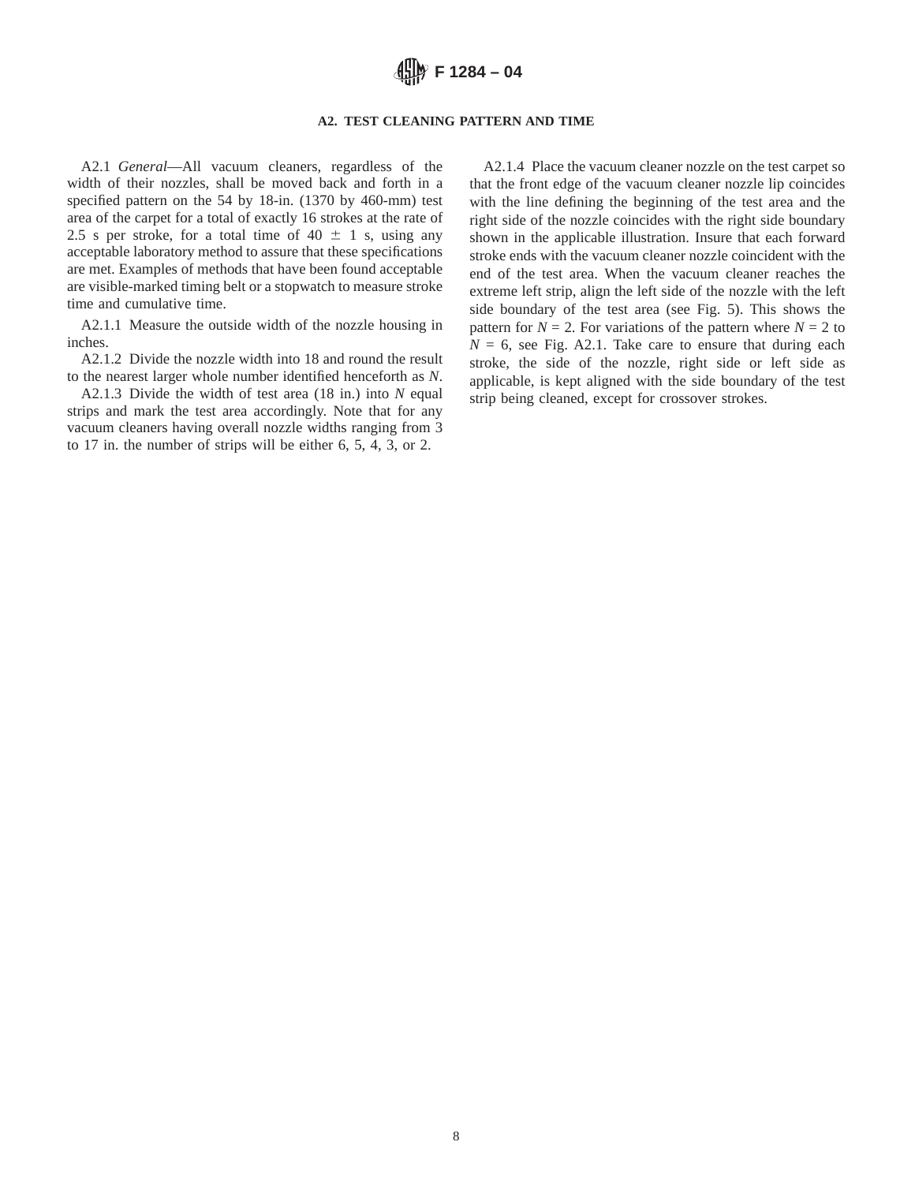## A2. TEST CLEANING PATTERN AND TIME

A2.1 *General*—All vacuum cleaners, regardless of the width of their nozzles, shall be moved back and forth in a specified pattern on the 54 by 18-in. (1370 by 460-mm) test area of the carpet for a total of exactly 16 strokes at the rate of 2.5 s per stroke, for a total time of 40 ± 1 s, using any acceptable laboratory method to assure that these specifications are met. Examples of methods that have been found acceptable are visible-marked timing belt or a stopwatch to measure stroke time and cumulative time.

A2.1.1 Measure the outside width of the nozzle housing in inches.

A2.1.2 Divide the nozzle width into 18 and round the result to the nearest larger whole number identified henceforth as $N$.

A2.1.3 Divide the width of test area (18 in.) into $N$ equal strips and mark the test area accordingly. Note that for any vacuum cleaners having overall nozzle widths ranging from 3 to 17 in. the number of strips will be either 6, 5, 4, 3, or 2.

A2.1.4 Place the vacuum cleaner nozzle on the test carpet so that the front edge of the vacuum cleaner nozzle lip coincides with the line defining the beginning of the test area and the right side of the nozzle coincides with the right side boundary shown in the applicable illustration. Insure that each forward stroke ends with the vacuum cleaner nozzle coincident with the end of the test area. When the vacuum cleaner reaches the extreme left strip, align the left side of the nozzle with the left side boundary of the test area (see Fig. 5). This shows the pattern for $N = 2$. For variations of the pattern where $N = 2$ to $N = 6$, see Fig. A2.1. Take care to ensure that during each stroke, the side of the nozzle, right side or left side as applicable, is kept aligned with the side boundary of the test strip being cleaned, except for crossover strokes.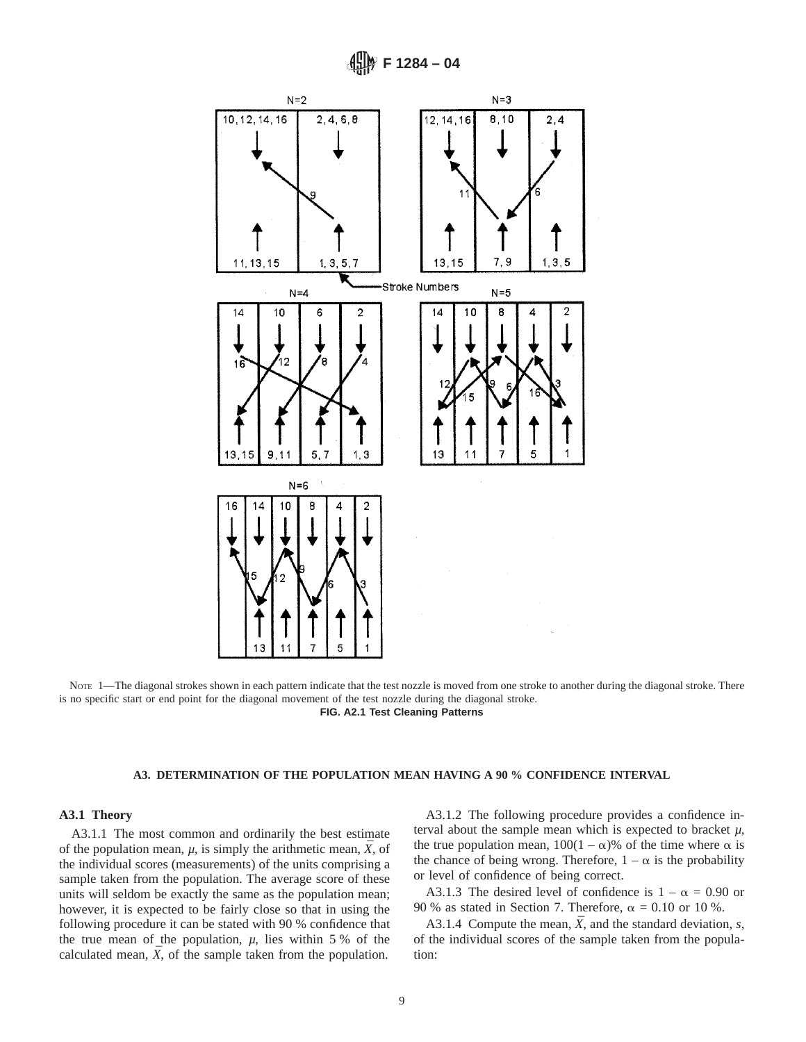N=2

N=3

Stroke Numbers

N=4

N=5

N=6

NOTE 1—The diagonal strokes shown in each pattern indicate that the test nozzle is moved from one stroke to another during the diagonal stroke. There is no specific start or end point for the diagonal movement of the test nozzle during the diagonal stroke.

**FIG. A2.1 Test Cleaning Patterns**

## A3. DETERMINATION OF THE POPULATION MEAN HAVING A 90 % CONFIDENCE INTERVAL

### A3.1 Theory

A3.1.1 The most common and ordinarily the best estimate of the population mean, $\mu$, is simply the arithmetic mean, $\bar{X}$, of the individual scores (measurements) of the units comprising a sample taken from the population. The average score of these units will seldom be exactly the same as the population mean; however, it is expected to be fairly close so that in using the following procedure it can be stated with 90 % confidence that the true mean of the population, $\mu$, lies within 5 % of the calculated mean, $\bar{X}$, of the sample taken from the population.

A3.1.2 The following procedure provides a confidence interval about the sample mean which is expected to bracket $\mu$, the true population mean, $100(1 - \alpha)$% of the time where $\alpha$ is the chance of being wrong. Therefore, $1 - \alpha$ is the probability or level of confidence of being correct.

A3.1.3 The desired level of confidence is $1 - \alpha = 0.90$ or 90 % as stated in Section 7. Therefore, $\alpha = 0.10$ or 10 %.

A3.1.4 Compute the mean, $\bar{X}$, and the standard deviation, *s*, of the individual scores of the sample taken from the population: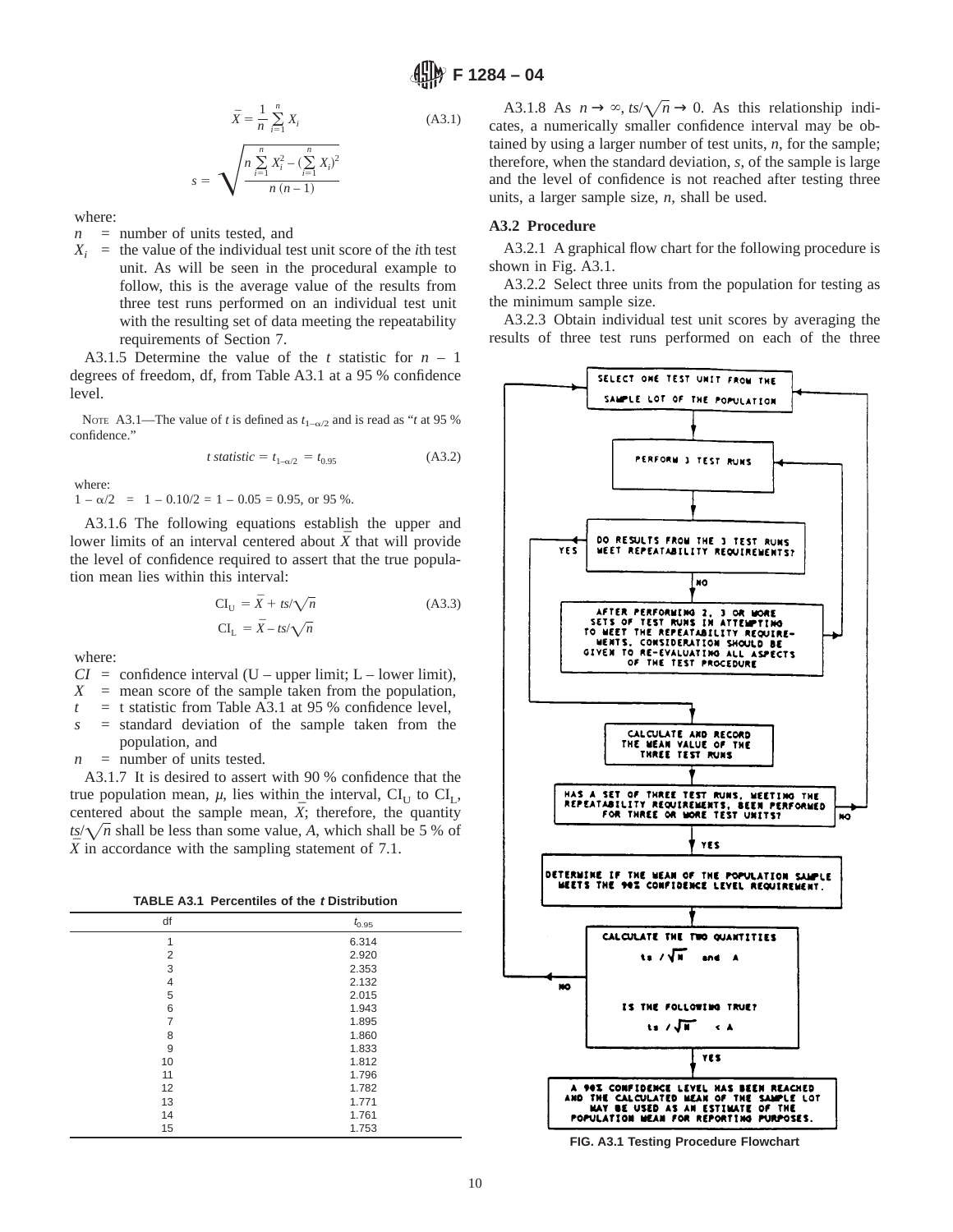$$\bar{X} = \frac{1}{n} \sum_{i=1}^{n} X_i \quad \text{(A3.1)}$$

$$s = \sqrt{\frac{n \sum_{i=1}^{n} X_i^2 - (\sum_{i=1}^{n} X_i)^2}{n(n-1)}}$$

where:

$n$ = number of units tested, and

$X_i$ = the value of the individual test unit score of the $i$th test unit. As will be seen in the procedural example to follow, this is the average value of the results from three test runs performed on an individual test unit with the resulting set of data meeting the repeatability requirements of Section 7.

A3.1.5 Determine the value of the $t$ statistic for $n - 1$ degrees of freedom, df, from Table A3.1 at a 95 % confidence level.

NOTE A3.1—The value of $t$ is defined as $t_{1-\alpha/2}$ and is read as "$t$ at 95 % confidence."

$$t\ statistic = t_{1-\alpha/2} = t_{0.95} \quad \text{(A3.2)}$$

where:

$1 - \alpha/2 = 1 - 0.10/2 = 1 - 0.05 = 0.95$, or 95 %.

A3.1.6 The following equations establish the upper and lower limits of an interval centered about $\bar{X}$ that will provide the level of confidence required to assert that the true population mean lies within this interval:

$$CI_U = \bar{X} + ts/\sqrt{n} \quad \text{(A3.3)}$$

$$CI_L = \bar{X} - ts/\sqrt{n}$$

where:

$CI$ = confidence interval (U – upper limit; L – lower limit),

$X$ = mean score of the sample taken from the population,

$t$ = t statistic from Table A3.1 at 95 % confidence level,

$s$ = standard deviation of the sample taken from the population, and

$n$ = number of units tested.

A3.1.7 It is desired to assert with 90 % confidence that the true population mean, $\mu$, lies within the interval, $CI_U$ to $CI_L$, centered about the sample mean, $\bar{X}$; therefore, the quantity $ts/\sqrt{n}$ shall be less than some value, $A$, which shall be 5 % of $\bar{X}$ in accordance with the sampling statement of 7.1.

**TABLE A3.1 Percentiles of the $t$ Distribution**

| df | $t_{0.95}$ |
|---|---|
| 1 | 6.314 |
| 2 | 2.920 |
| 3 | 2.353 |
| 4 | 2.132 |
| 5 | 2.015 |
| 6 | 1.943 |
| 7 | 1.895 |
| 8 | 1.860 |
| 9 | 1.833 |
| 10 | 1.812 |
| 11 | 1.796 |
| 12 | 1.782 |
| 13 | 1.771 |
| 14 | 1.761 |
| 15 | 1.753 |

A3.1.8 As $n \rightarrow \infty$, $ts/\sqrt{n} \rightarrow 0$. As this relationship indicates, a numerically smaller confidence interval may be obtained by using a larger number of test units, $n$, for the sample; therefore, when the standard deviation, $s$, of the sample is large and the level of confidence is not reached after testing three units, a larger sample size, $n$, shall be used.

### A3.2 Procedure

A3.2.1 A graphical flow chart for the following procedure is shown in Fig. A3.1.

A3.2.2 Select three units from the population for testing as the minimum sample size.

A3.2.3 Obtain individual test unit scores by averaging the results of three test runs performed on each of the three

SELECT ONE TEST UNIT FROM THE SAMPLE LOT OF THE POPULATION

PERFORM 3 TEST RUNS

DO RESULTS FROM THE 3 TEST RUNS MEET REPEATABILITY REQUIREMENTS? (YES / NO)

AFTER PERFORMING 2, 3 OR MORE SETS OF TEST RUNS IN ATTEMPTING TO MEET THE REPEATABILITY REQUIREMENTS, CONSIDERATION SHOULD BE GIVEN TO RE-EVALUATING ALL ASPECTS OF THE TEST PROCEDURE

CALCULATE AND RECORD THE MEAN VALUE OF THE THREE TEST RUNS

HAS A SET OF THREE TEST RUNS, MEETING THE REPEATABILITY REQUIREMENTS, BEEN PERFORMED FOR THREE OR MORE TEST UNITS? (NO / YES)

DETERMINE IF THE MEAN OF THE POPULATION SAMPLE MEETS THE 90% CONFIDENCE LEVEL REQUIREMENT.

CALCULATE THE TWO QUANTITIES $ts/\sqrt{n}$ and $A$

IS THE FOLLOWING TRUE? $ts/\sqrt{n} < A$ (NO / YES)

A 90% CONFIDENCE LEVEL HAS BEEN REACHED AND THE CALCULATED MEAN OF THE SAMPLE LOT MAY BE USED AS AN ESTIMATE OF THE POPULATION MEAN FOR REPORTING PURPOSES.

**FIG. A3.1 Testing Procedure Flowchart**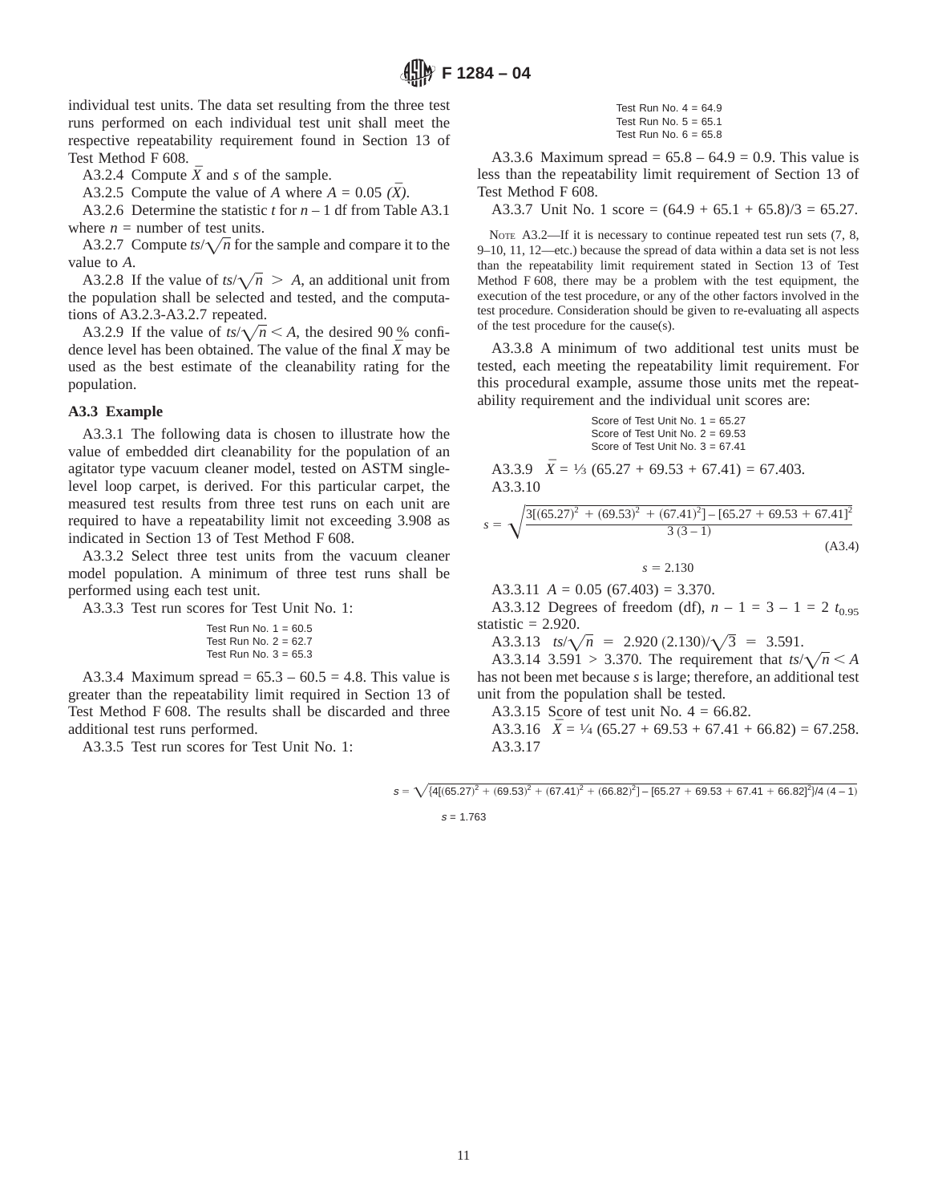individual test units. The data set resulting from the three test runs performed on each individual test unit shall meet the respective repeatability requirement found in Section 13 of Test Method F 608.

A3.2.4 Compute $\bar{X}$ and $s$ of the sample.

A3.2.5 Compute the value of $A$ where $A = 0.05\ (\bar{X})$.

A3.2.6 Determine the statistic $t$ for $n - 1$ df from Table A3.1 where $n$ = number of test units.

A3.2.7 Compute $ts/\sqrt{n}$ for the sample and compare it to the value to $A$.

A3.2.8 If the value of $ts/\sqrt{n} > A$, an additional unit from the population shall be selected and tested, and the computations of A3.2.3-A3.2.7 repeated.

A3.2.9 If the value of $ts/\sqrt{n} < A$, the desired 90 % confidence level has been obtained. The value of the final $\bar{X}$ may be used as the best estimate of the cleanability rating for the population.

**A3.3 Example**

A3.3.1 The following data is chosen to illustrate how the value of embedded dirt cleanability for the population of an agitator type vacuum cleaner model, tested on ASTM single-level loop carpet, is derived. For this particular carpet, the measured test results from three test runs on each unit are required to have a repeatability limit not exceeding 3.908 as indicated in Section 13 of Test Method F 608.

A3.3.2 Select three test units from the vacuum cleaner model population. A minimum of three test runs shall be performed using each test unit.

A3.3.3 Test run scores for Test Unit No. 1:

Test Run No. 1 = 60.5
Test Run No. 2 = 62.7
Test Run No. 3 = 65.3

A3.3.4 Maximum spread = 65.3 – 60.5 = 4.8. This value is greater than the repeatability limit required in Section 13 of Test Method F 608. The results shall be discarded and three additional test runs performed.

A3.3.5 Test run scores for Test Unit No. 1:

Test Run No. 4 = 64.9
Test Run No. 5 = 65.1
Test Run No. 6 = 65.8

A3.3.6 Maximum spread = 65.8 – 64.9 = 0.9. This value is less than the repeatability limit requirement of Section 13 of Test Method F 608.

A3.3.7 Unit No. 1 score = (64.9 + 65.1 + 65.8)/3 = 65.27.

NOTE A3.2—If it is necessary to continue repeated test run sets (7, 8, 9–10, 11, 12—etc.) because the spread of data within a data set is not less than the repeatability limit requirement stated in Section 13 of Test Method F 608, there may be a problem with the test equipment, the execution of the test procedure, or any of the other factors involved in the test procedure. Consideration should be given to re-evaluating all aspects of the test procedure for the cause(s).

A3.3.8 A minimum of two additional test units must be tested, each meeting the repeatability limit requirement. For this procedural example, assume those units met the repeatability requirement and the individual unit scores are:

Score of Test Unit No. 1 = 65.27
Score of Test Unit No. 2 = 69.53
Score of Test Unit No. 3 = 67.41

A3.3.9 $\bar{X} = ⅓\ (65.27 + 69.53 + 67.41) = 67.403$.

A3.3.10

$$s = \sqrt{\frac{3[(65.27)^2 + (69.53)^2 + (67.41)^2] - [65.27 + 69.53 + 67.41]^2}{3\,(3-1)}} \tag{A3.4}$$

$$s = 2.130$$

A3.3.11 $A = 0.05\ (67.403) = 3.370$.

A3.3.12 Degrees of freedom (df), $n - 1 = 3 - 1 = 2$ $t_{0.95}$ statistic = 2.920.

A3.3.13 $ts/\sqrt{n} = 2.920\,(2.130)/\sqrt{3} = 3.591$.

A3.3.14 3.591 > 3.370. The requirement that $ts/\sqrt{n} < A$ has not been met because $s$ is large; therefore, an additional test unit from the population shall be tested.

A3.3.15 Score of test unit No. 4 = 66.82.

A3.3.16 $\bar{X} = ¼\ (65.27 + 69.53 + 67.41 + 66.82) = 67.258$.

A3.3.17

$$s = \sqrt{\{4[(65.27)^2 + (69.53)^2 + (67.41)^2 + (66.82)^2] - [65.27 + 69.53 + 67.41 + 66.82]^2\}/4\,(4-1)}$$

$$s = 1.763$$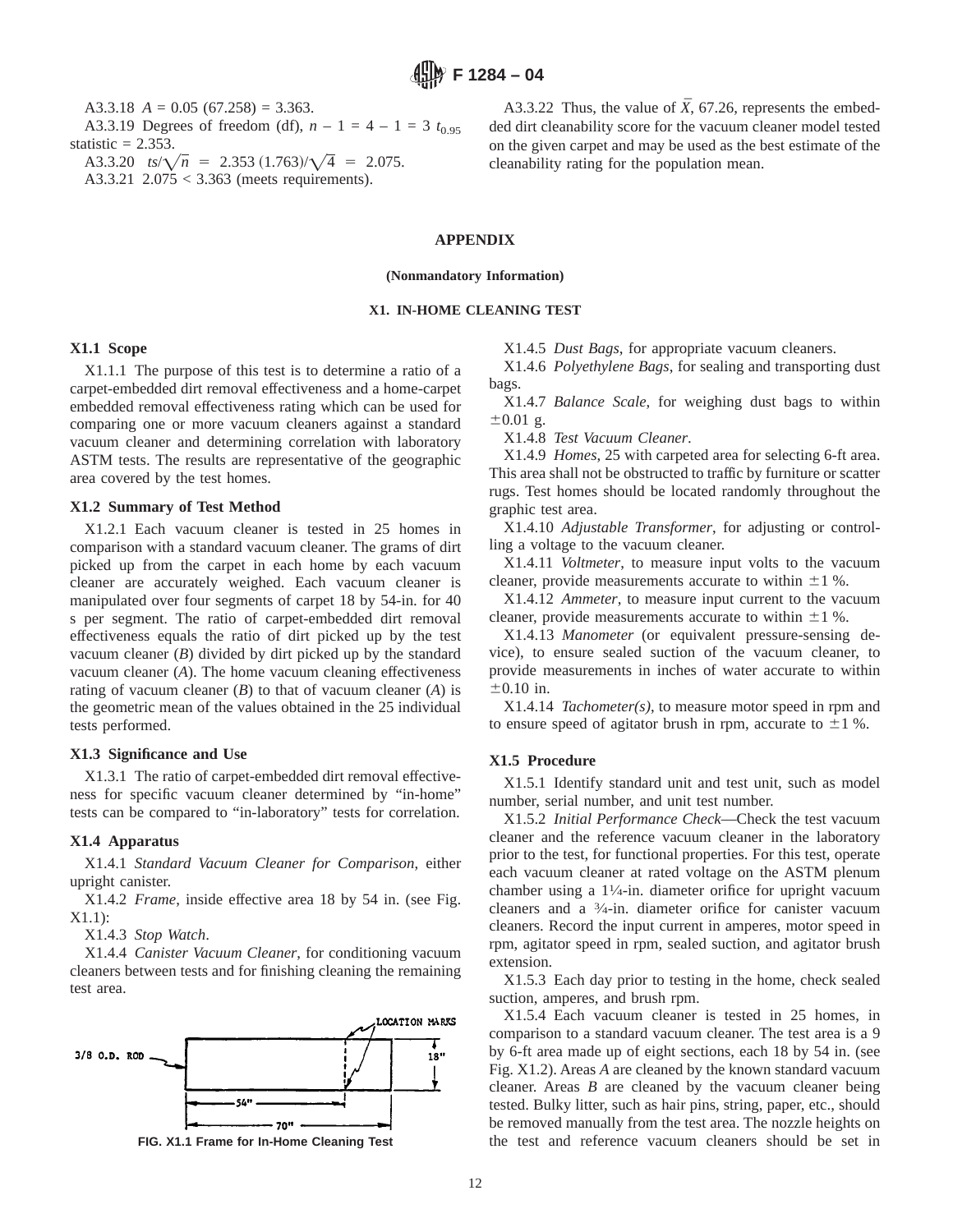A3.3.18 $A = 0.05\ (67.258) = 3.363$.

A3.3.19 Degrees of freedom (df), $n - 1 = 4 - 1 = 3$ $t_{0.95}$ statistic = 2.353.

A3.3.20 $ts/\sqrt{n} = 2.353\ (1.763)/\sqrt{4} = 2.075$.

A3.3.21 $2.075 < 3.363$ (meets requirements).

A3.3.22 Thus, the value of $\bar{X}$, 67.26, represents the embedded dirt cleanability score for the vacuum cleaner model tested on the given carpet and may be used as the best estimate of the cleanability rating for the population mean.

# APPENDIX

**(Nonmandatory Information)**

## X1. IN-HOME CLEANING TEST

### X1.1 Scope

X1.1.1 The purpose of this test is to determine a ratio of a carpet-embedded dirt removal effectiveness and a home-carpet embedded removal effectiveness rating which can be used for comparing one or more vacuum cleaners against a standard vacuum cleaner and determining correlation with laboratory ASTM tests. The results are representative of the geographic area covered by the test homes.

### X1.2 Summary of Test Method

X1.2.1 Each vacuum cleaner is tested in 25 homes in comparison with a standard vacuum cleaner. The grams of dirt picked up from the carpet in each home by each vacuum cleaner are accurately weighed. Each vacuum cleaner is manipulated over four segments of carpet 18 by 54-in. for 40 s per segment. The ratio of carpet-embedded dirt removal effectiveness equals the ratio of dirt picked up by the test vacuum cleaner (*B*) divided by dirt picked up by the standard vacuum cleaner (*A*). The home vacuum cleaning effectiveness rating of vacuum cleaner (*B*) to that of vacuum cleaner (*A*) is the geometric mean of the values obtained in the 25 individual tests performed.

### X1.3 Significance and Use

X1.3.1 The ratio of carpet-embedded dirt removal effectiveness for specific vacuum cleaner determined by "in-home" tests can be compared to "in-laboratory" tests for correlation.

### X1.4 Apparatus

X1.4.1 *Standard Vacuum Cleaner for Comparison*, either upright canister.

X1.4.2 *Frame*, inside effective area 18 by 54 in. (see Fig. X1.1):

X1.4.3 *Stop Watch*.

X1.4.4 *Canister Vacuum Cleaner*, for conditioning vacuum cleaners between tests and for finishing cleaning the remaining test area.

**FIG. X1.1 Frame for In-Home Cleaning Test**

X1.4.5 *Dust Bags*, for appropriate vacuum cleaners.

X1.4.6 *Polyethylene Bags*, for sealing and transporting dust bags.

X1.4.7 *Balance Scale*, for weighing dust bags to within ±0.01 g.

X1.4.8 *Test Vacuum Cleaner*.

X1.4.9 *Homes*, 25 with carpeted area for selecting 6-ft area. This area shall not be obstructed to traffic by furniture or scatter rugs. Test homes should be located randomly throughout the graphic test area.

X1.4.10 *Adjustable Transformer*, for adjusting or controlling a voltage to the vacuum cleaner.

X1.4.11 *Voltmeter*, to measure input volts to the vacuum cleaner, provide measurements accurate to within ±1 %.

X1.4.12 *Ammeter*, to measure input current to the vacuum cleaner, provide measurements accurate to within ±1 %.

X1.4.13 *Manometer* (or equivalent pressure-sensing device), to ensure sealed suction of the vacuum cleaner, to provide measurements in inches of water accurate to within ±0.10 in.

X1.4.14 *Tachometer(s)*, to measure motor speed in rpm and to ensure speed of agitator brush in rpm, accurate to ±1 %.

### X1.5 Procedure

X1.5.1 Identify standard unit and test unit, such as model number, serial number, and unit test number.

X1.5.2 *Initial Performance Check*—Check the test vacuum cleaner and the reference vacuum cleaner in the laboratory prior to the test, for functional properties. For this test, operate each vacuum cleaner at rated voltage on the ASTM plenum chamber using a 1¼-in. diameter orifice for upright vacuum cleaners and a ¾-in. diameter orifice for canister vacuum cleaners. Record the input current in amperes, motor speed in rpm, agitator speed in rpm, sealed suction, and agitator brush extension.

X1.5.3 Each day prior to testing in the home, check sealed suction, amperes, and brush rpm.

X1.5.4 Each vacuum cleaner is tested in 25 homes, in comparison to a standard vacuum cleaner. The test area is a 9 by 6-ft area made up of eight sections, each 18 by 54 in. (see Fig. X1.2). Areas *A* are cleaned by the known standard vacuum cleaner. Areas *B* are cleaned by the vacuum cleaner being tested. Bulky litter, such as hair pins, string, paper, etc., should be removed manually from the test area. The nozzle heights on the test and reference vacuum cleaners should be set in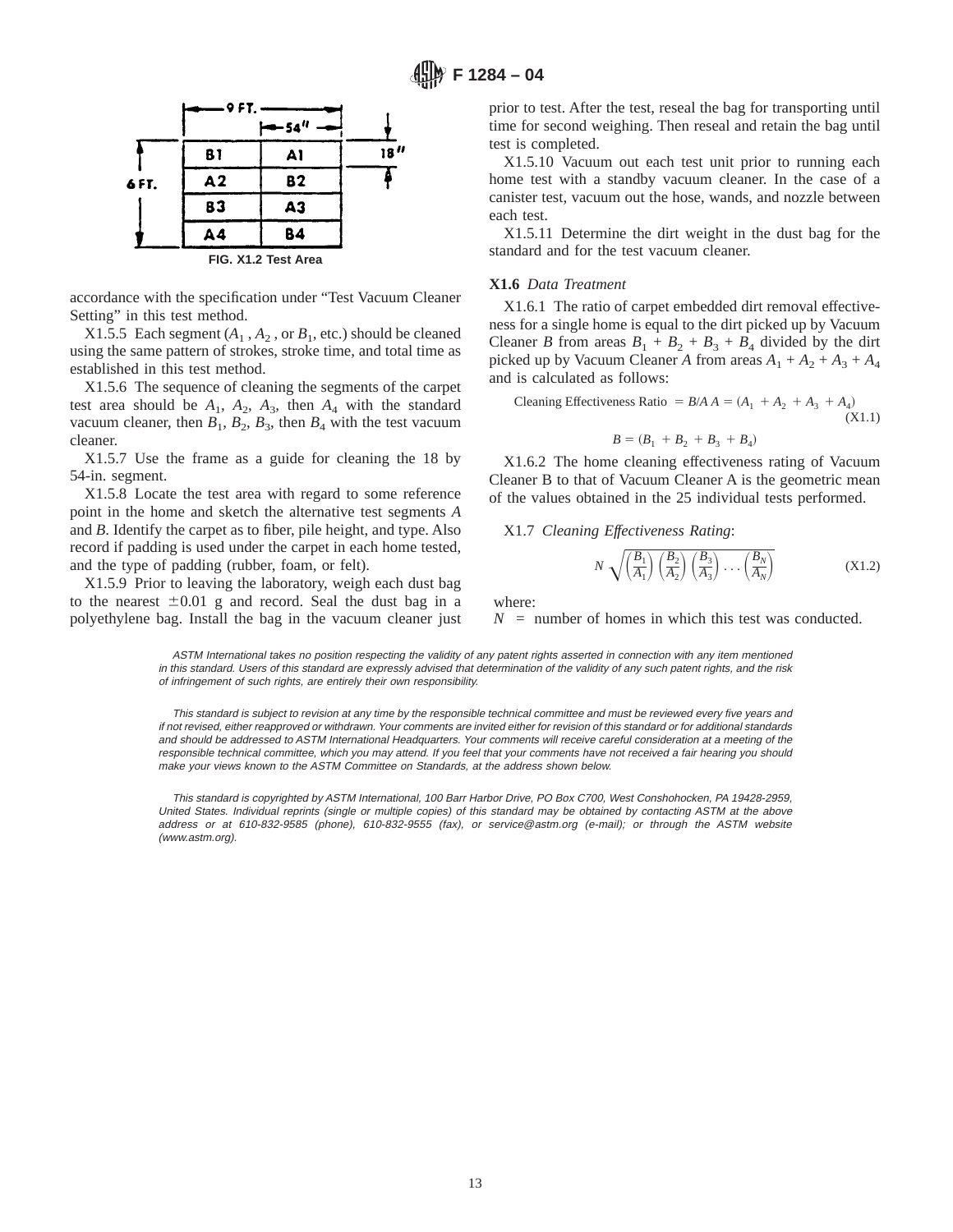9 FT.

54"

18"

6 FT.

| | |
|---|---|
| B1 | A1 |
| A2 | B2 |
| B3 | A3 |
| A4 | B4 |

FIG. X1.2 Test Area

accordance with the specification under "Test Vacuum Cleaner Setting" in this test method.

X1.5.5 Each segment ($A_1$, $A_2$, or $B_1$, etc.) should be cleaned using the same pattern of strokes, stroke time, and total time as established in this test method.

X1.5.6 The sequence of cleaning the segments of the carpet test area should be $A_1$, $A_2$, $A_3$, then $A_4$ with the standard vacuum cleaner, then $B_1$, $B_2$, $B_3$, then $B_4$ with the test vacuum cleaner.

X1.5.7 Use the frame as a guide for cleaning the 18 by 54-in. segment.

X1.5.8 Locate the test area with regard to some reference point in the home and sketch the alternative test segments *A* and *B*. Identify the carpet as to fiber, pile height, and type. Also record if padding is used under the carpet in each home tested, and the type of padding (rubber, foam, or felt).

X1.5.9 Prior to leaving the laboratory, weigh each dust bag to the nearest ±0.01 g and record. Seal the dust bag in a polyethylene bag. Install the bag in the vacuum cleaner just prior to test. After the test, reseal the bag for transporting until time for second weighing. Then reseal and retain the bag until test is completed.

X1.5.10 Vacuum out each test unit prior to running each home test with a standby vacuum cleaner. In the case of a canister test, vacuum out the hose, wands, and nozzle between each test.

X1.5.11 Determine the dirt weight in the dust bag for the standard and for the test vacuum cleaner.

**X1.6** *Data Treatment*

X1.6.1 The ratio of carpet embedded dirt removal effectiveness for a single home is equal to the dirt picked up by Vacuum Cleaner *B* from areas $B_1 + B_2 + B_3 + B_4$ divided by the dirt picked up by Vacuum Cleaner *A* from areas $A_1 + A_2 + A_3 + A_4$ and is calculated as follows:

$$\text{Cleaning Effectiveness Ratio} = B/A \; A = (A_1 + A_2 + A_3 + A_4) \tag{X1.1}$$

$$B = (B_1 + B_2 + B_3 + B_4)$$

X1.6.2 The home cleaning effectiveness rating of Vacuum Cleaner B to that of Vacuum Cleaner A is the geometric mean of the values obtained in the 25 individual tests performed.

X1.7 *Cleaning Effectiveness Rating*:

$$N \sqrt{\left(\frac{B_1}{A_1}\right)\left(\frac{B_2}{A_2}\right)\left(\frac{B_3}{A_3}\right)\ldots\left(\frac{B_N}{A_N}\right)} \tag{X1.2}$$

where:

$N$ = number of homes in which this test was conducted.

*ASTM International takes no position respecting the validity of any patent rights asserted in connection with any item mentioned in this standard. Users of this standard are expressly advised that determination of the validity of any such patent rights, and the risk of infringement of such rights, are entirely their own responsibility.*

*This standard is subject to revision at any time by the responsible technical committee and must be reviewed every five years and if not revised, either reapproved or withdrawn. Your comments are invited either for revision of this standard or for additional standards and should be addressed to ASTM International Headquarters. Your comments will receive careful consideration at a meeting of the responsible technical committee, which you may attend. If you feel that your comments have not received a fair hearing you should make your views known to the ASTM Committee on Standards, at the address shown below.*

*This standard is copyrighted by ASTM International, 100 Barr Harbor Drive, PO Box C700, West Conshohocken, PA 19428-2959, United States. Individual reprints (single or multiple copies) of this standard may be obtained by contacting ASTM at the above address or at 610-832-9585 (phone), 610-832-9555 (fax), or service@astm.org (e-mail); or through the ASTM website (www.astm.org).*